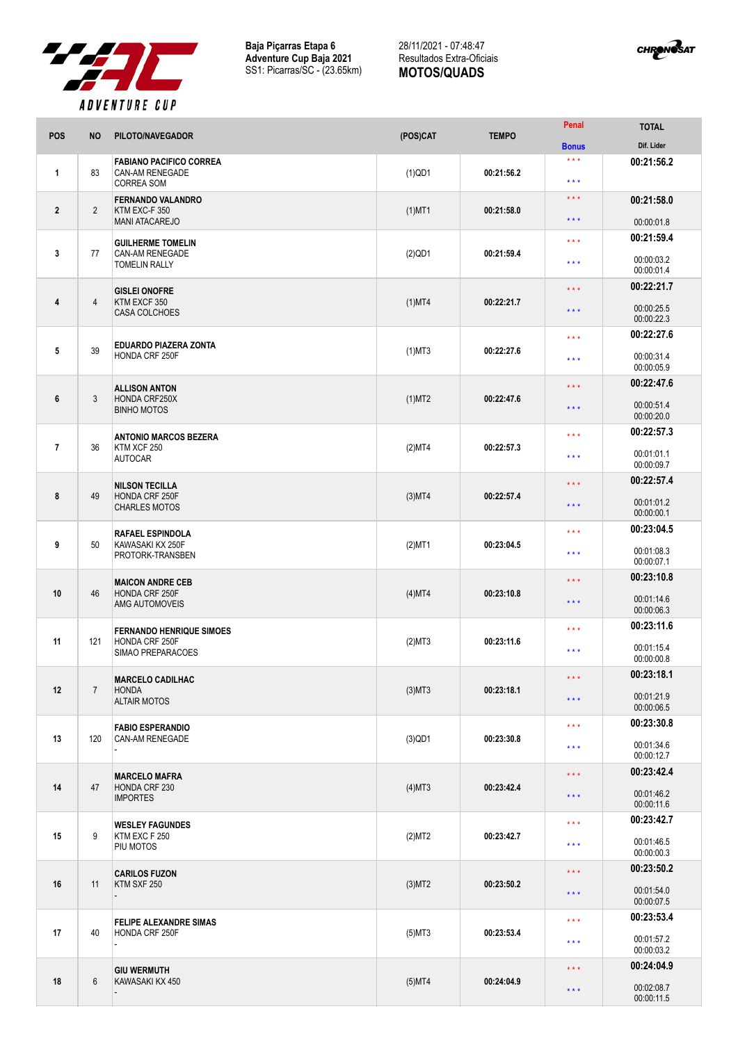Baja Piçarras Etapa 6
Adventure Cup Baja 2021
SS1: Picarras/SC - (23.65km)

28/11/2021 - 07:48:47
Resultados Extra-Oficiais
**MOTOS/QUADS**

| POS | NO | PILOTO/NAVEGADOR | (POS)CAT | TEMPO | Penal / Bonus | TOTAL / Dif. Lider |
|---|---|---|---|---|---|---|
| 1 | 83 | **FABIANO PACIFICO CORREA** CAN-AM RENEGADE CORREA SOM | (1)QD1 | 00:21:56.2 | \*\*\* \*\*\* | **00:21:56.2** |
| 2 | 2 | **FERNANDO VALANDRO** KTM EXC-F 350 MANI ATACAREJO | (1)MT1 | 00:21:58.0 | \*\*\* \*\*\* | **00:21:58.0** 00:00:01.8 |
| 3 | 77 | **GUILHERME TOMELIN** CAN-AM RENEGADE TOMELIN RALLY | (2)QD1 | 00:21:59.4 | \*\*\* \*\*\* | **00:21:59.4** 00:00:03.2 00:00:01.4 |
| 4 | 4 | **GISLEI ONOFRE** KTM EXCF 350 CASA COLCHOES | (1)MT4 | 00:22:21.7 | \*\*\* \*\*\* | **00:22:21.7** 00:00:25.5 00:00:22.3 |
| 5 | 39 | **EDUARDO PIAZERA ZONTA** HONDA CRF 250F | (1)MT3 | 00:22:27.6 | \*\*\* \*\*\* | **00:22:27.6** 00:00:31.4 00:00:05.9 |
| 6 | 3 | **ALLISON ANTON** HONDA CRF250X BINHO MOTOS | (1)MT2 | 00:22:47.6 | \*\*\* \*\*\* | **00:22:47.6** 00:00:51.4 00:00:20.0 |
| 7 | 36 | **ANTONIO MARCOS BEZERA** KTM XCF 250 AUTOCAR | (2)MT4 | 00:22:57.3 | \*\*\* \*\*\* | **00:22:57.3** 00:01:01.1 00:00:09.7 |
| 8 | 49 | **NILSON TECILLA** HONDA CRF 250F CHARLES MOTOS | (3)MT4 | 00:22:57.4 | \*\*\* \*\*\* | **00:22:57.4** 00:01:01.2 00:00:00.1 |
| 9 | 50 | **RAFAEL ESPINDOLA** KAWASAKI KX 250F PROTORK-TRANSBEN | (2)MT1 | 00:23:04.5 | \*\*\* \*\*\* | **00:23:04.5** 00:01:08.3 00:00:07.1 |
| 10 | 46 | **MAICON ANDRE CEB** HONDA CRF 250F AMG AUTOMOVEIS | (4)MT4 | 00:23:10.8 | \*\*\* \*\*\* | **00:23:10.8** 00:01:14.6 00:00:06.3 |
| 11 | 121 | **FERNANDO HENRIQUE SIMOES** HONDA CRF 250F SIMAO PREPARACOES | (2)MT3 | 00:23:11.6 | \*\*\* \*\*\* | **00:23:11.6** 00:01:15.4 00:00:00.8 |
| 12 | 7 | **MARCELO CADILHAC** HONDA ALTAIR MOTOS | (3)MT3 | 00:23:18.1 | \*\*\* \*\*\* | **00:23:18.1** 00:01:21.9 00:00:06.5 |
| 13 | 120 | **FABIO ESPERANDIO** CAN-AM RENEGADE - | (3)QD1 | 00:23:30.8 | \*\*\* \*\*\* | **00:23:30.8** 00:01:34.6 00:00:12.7 |
| 14 | 47 | **MARCELO MAFRA** HONDA CRF 230 IMPORTES | (4)MT3 | 00:23:42.4 | \*\*\* \*\*\* | **00:23:42.4** 00:01:46.2 00:00:11.6 |
| 15 | 9 | **WESLEY FAGUNDES** KTM EXC F 250 PIU MOTOS | (2)MT2 | 00:23:42.7 | \*\*\* \*\*\* | **00:23:42.7** 00:01:46.5 00:00:00.3 |
| 16 | 11 | **CARILOS FUZON** KTM SXF 250 - | (3)MT2 | 00:23:50.2 | \*\*\* \*\*\* | **00:23:50.2** 00:01:54.0 00:00:07.5 |
| 17 | 40 | **FELIPE ALEXANDRE SIMAS** HONDA CRF 250F - | (5)MT3 | 00:23:53.4 | \*\*\* \*\*\* | **00:23:53.4** 00:01:57.2 00:00:03.2 |
| 18 | 6 | **GIU WERMUTH** KAWASAKI KX 450 - | (5)MT4 | 00:24:04.9 | \*\*\* \*\*\* | **00:24:04.9** 00:02:08.7 00:00:11.5 |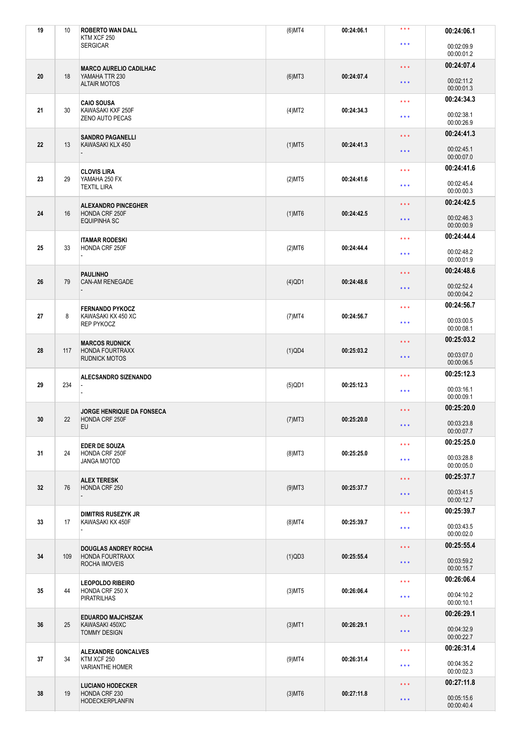| | | | | | | |
|---|---|---|---|---|---|---|
| 19 | 10 | **ROBERTO WAN DALL**<br>KTM XCF 250<br>SERGICAR | (6)MT4 | 00:24:06.1 | \* \* \*<br>\* \* \* | **00:24:06.1**<br>00:02:09.9<br>00:00:01.2 |
| 20 | 18 | **MARCO AURELIO CADILHAC**<br>YAMAHA TTR 230<br>ALTAIR MOTOS | (6)MT3 | 00:24:07.4 | \* \* \*<br>\* \* \* | **00:24:07.4**<br>00:02:11.2<br>00:00:01.3 |
| 21 | 30 | **CAIO SOUSA**<br>KAWASAKI KXF 250F<br>ZENO AUTO PECAS | (4)MT2 | 00:24:34.3 | \* \* \*<br>\* \* \* | **00:24:34.3**<br>00:02:38.1<br>00:00:26.9 |
| 22 | 13 | **SANDRO PAGANELLI**<br>KAWASAKI KLX 450<br>- | (1)MT5 | 00:24:41.3 | \* \* \*<br>\* \* \* | **00:24:41.3**<br>00:02:45.1<br>00:00:07.0 |
| 23 | 29 | **CLOVIS LIRA**<br>YAMAHA 250 FX<br>TEXTIL LIRA | (2)MT5 | 00:24:41.6 | \* \* \*<br>\* \* \* | **00:24:41.6**<br>00:02:45.4<br>00:00:00.3 |
| 24 | 16 | **ALEXANDRO PINCEGHER**<br>HONDA CRF 250F<br>EQUIPINHA SC | (1)MT6 | 00:24:42.5 | \* \* \*<br>\* \* \* | **00:24:42.5**<br>00:02:46.3<br>00:00:00.9 |
| 25 | 33 | **ITAMAR RODESKI**<br>HONDA CRF 250F<br>- | (2)MT6 | 00:24:44.4 | \* \* \*<br>\* \* \* | **00:24:44.4**<br>00:02:48.2<br>00:00:01.9 |
| 26 | 79 | **PAULINHO**<br>CAN-AM RENEGADE<br>- | (4)QD1 | 00:24:48.6 | \* \* \*<br>\* \* \* | **00:24:48.6**<br>00:02:52.4<br>00:00:04.2 |
| 27 | 8 | **FERNANDO PYKOCZ**<br>KAWASAKI KX 450 XC<br>REP PYKOCZ | (7)MT4 | 00:24:56.7 | \* \* \*<br>\* \* \* | **00:24:56.7**<br>00:03:00.5<br>00:00:08.1 |
| 28 | 117 | **MARCOS RUDNICK**<br>HONDA FOURTRAXX<br>RUDNICK MOTOS | (1)QD4 | 00:25:03.2 | \* \* \*<br>\* \* \* | **00:25:03.2**<br>00:03:07.0<br>00:00:06.5 |
| 29 | 234 | **ALECSANDRO SIZENANDO**<br>-<br>- | (5)QD1 | 00:25:12.3 | \* \* \*<br>\* \* \* | **00:25:12.3**<br>00:03:16.1<br>00:00:09.1 |
| 30 | 22 | **JORGE HENRIQUE DA FONSECA**<br>HONDA CRF 250F<br>EU | (7)MT3 | 00:25:20.0 | \* \* \*<br>\* \* \* | **00:25:20.0**<br>00:03:23.8<br>00:00:07.7 |
| 31 | 24 | **EDER DE SOUZA**<br>HONDA CRF 250F<br>JANGA MOTOD | (8)MT3 | 00:25:25.0 | \* \* \*<br>\* \* \* | **00:25:25.0**<br>00:03:28.8<br>00:00:05.0 |
| 32 | 76 | **ALEX TERESK**<br>HONDA CRF 250<br>- | (9)MT3 | 00:25:37.7 | \* \* \*<br>\* \* \* | **00:25:37.7**<br>00:03:41.5<br>00:00:12.7 |
| 33 | 17 | **DIMITRIS RUSEZYK JR**<br>KAWASAKI KX 450F<br>- | (8)MT4 | 00:25:39.7 | \* \* \*<br>\* \* \* | **00:25:39.7**<br>00:03:43.5<br>00:00:02.0 |
| 34 | 109 | **DOUGLAS ANDREY ROCHA**<br>HONDA FOURTRAXX<br>ROCHA IMOVEIS | (1)QD3 | 00:25:55.4 | \* \* \*<br>\* \* \* | **00:25:55.4**<br>00:03:59.2<br>00:00:15.7 |
| 35 | 44 | **LEOPOLDO RIBEIRO**<br>HONDA CRF 250 X<br>PIRATRILHAS | (3)MT5 | 00:26:06.4 | \* \* \*<br>\* \* \* | **00:26:06.4**<br>00:04:10.2<br>00:00:10.1 |
| 36 | 25 | **EDUARDO MAJCHSZAK**<br>KAWASAKI 450XC<br>TOMMY DESIGN | (3)MT1 | 00:26:29.1 | \* \* \*<br>\* \* \* | **00:26:29.1**<br>00:04:32.9<br>00:00:22.7 |
| 37 | 34 | **ALEXANDRE GONCALVES**<br>KTM XCF 250<br>VARIANTHE HOMER | (9)MT4 | 00:26:31.4 | \* \* \*<br>\* \* \* | **00:26:31.4**<br>00:04:35.2<br>00:00:02.3 |
| 38 | 19 | **LUCIANO HODECKER**<br>HONDA CRF 230<br>HODECKERPLANFIN | (3)MT6 | 00:27:11.8 | \* \* \*<br>\* \* \* | **00:27:11.8**<br>00:05:15.6<br>00:00:40.4 |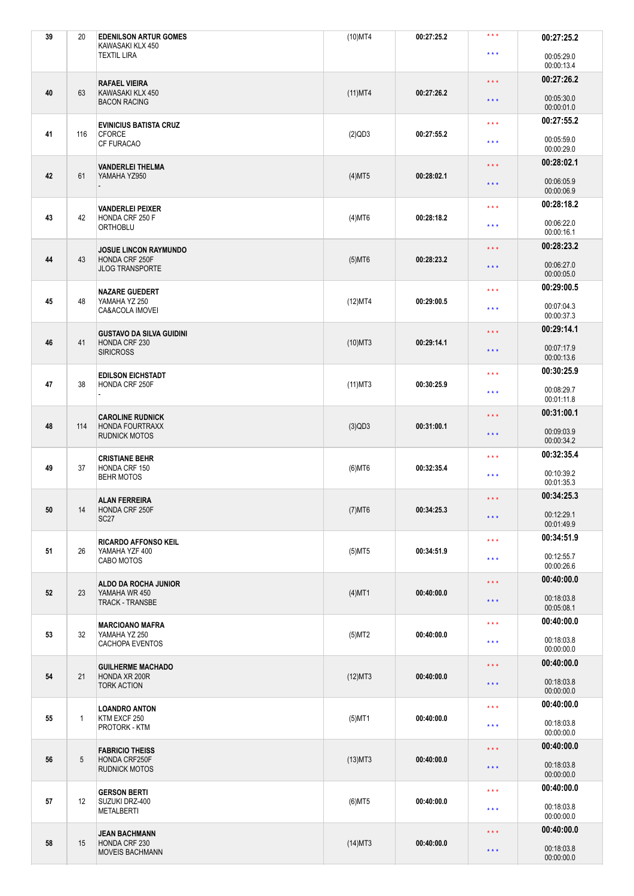| | | | | | | |
|---|---|---|---|---|---|---|
| 39 | 20 | **EDENILSON ARTUR GOMES**<br>KAWASAKI KLX 450<br>TEXTIL LIRA | (10)MT4 | 00:27:25.2 | * * *<br>* * * | **00:27:25.2**<br>00:05:29.0<br>00:00:13.4 |
| 40 | 63 | **RAFAEL VIEIRA**<br>KAWASAKI KLX 450<br>BACON RACING | (11)MT4 | 00:27:26.2 | * * *<br>* * * | **00:27:26.2**<br>00:05:30.0<br>00:00:01.0 |
| 41 | 116 | **EVINICIUS BATISTA CRUZ**<br>CFORCE<br>CF FURACAO | (2)QD3 | 00:27:55.2 | * * *<br>* * * | **00:27:55.2**<br>00:05:59.0<br>00:00:29.0 |
| 42 | 61 | **VANDERLEI THELMA**<br>YAMAHA YZ950<br>- | (4)MT5 | 00:28:02.1 | * * *<br>* * * | **00:28:02.1**<br>00:06:05.9<br>00:00:06.9 |
| 43 | 42 | **VANDERLEI PEIXER**<br>HONDA CRF 250 F<br>ORTHOBLU | (4)MT6 | 00:28:18.2 | * * *<br>* * * | **00:28:18.2**<br>00:06:22.0<br>00:00:16.1 |
| 44 | 43 | **JOSUE LINCON RAYMUNDO**<br>HONDA CRF 250F<br>JLOG TRANSPORTE | (5)MT6 | 00:28:23.2 | * * *<br>* * * | **00:28:23.2**<br>00:06:27.0<br>00:00:05.0 |
| 45 | 48 | **NAZARE GUEDERT**<br>YAMAHA YZ 250<br>CA&ACOLA IMOVEI | (12)MT4 | 00:29:00.5 | * * *<br>* * * | **00:29:00.5**<br>00:07:04.3<br>00:00:37.3 |
| 46 | 41 | **GUSTAVO DA SILVA GUIDINI**<br>HONDA CRF 230<br>SIRICROSS | (10)MT3 | 00:29:14.1 | * * *<br>* * * | **00:29:14.1**<br>00:07:17.9<br>00:00:13.6 |
| 47 | 38 | **EDILSON EICHSTADT**<br>HONDA CRF 250F<br>- | (11)MT3 | 00:30:25.9 | * * *<br>* * * | **00:30:25.9**<br>00:08:29.7<br>00:01:11.8 |
| 48 | 114 | **CAROLINE RUDNICK**<br>HONDA FOURTRAXX<br>RUDNICK MOTOS | (3)QD3 | 00:31:00.1 | * * *<br>* * * | **00:31:00.1**<br>00:09:03.9<br>00:00:34.2 |
| 49 | 37 | **CRISTIANE BEHR**<br>HONDA CRF 150<br>BEHR MOTOS | (6)MT6 | 00:32:35.4 | * * *<br>* * * | **00:32:35.4**<br>00:10:39.2<br>00:01:35.3 |
| 50 | 14 | **ALAN FERREIRA**<br>HONDA CRF 250F<br>SC27 | (7)MT6 | 00:34:25.3 | * * *<br>* * * | **00:34:25.3**<br>00:12:29.1<br>00:01:49.9 |
| 51 | 26 | **RICARDO AFFONSO KEIL**<br>YAMAHA YZF 400<br>CABO MOTOS | (5)MT5 | 00:34:51.9 | * * *<br>* * * | **00:34:51.9**<br>00:12:55.7<br>00:00:26.6 |
| 52 | 23 | **ALDO DA ROCHA JUNIOR**<br>YAMAHA WR 450<br>TRACK - TRANSBE | (4)MT1 | 00:40:00.0 | * * *<br>* * * | **00:40:00.0**<br>00:18:03.8<br>00:05:08.1 |
| 53 | 32 | **MARCIOANO MAFRA**<br>YAMAHA YZ 250<br>CACHOPA EVENTOS | (5)MT2 | 00:40:00.0 | * * *<br>* * * | **00:40:00.0**<br>00:18:03.8<br>00:00:00.0 |
| 54 | 21 | **GUILHERME MACHADO**<br>HONDA XR 200R<br>TORK ACTION | (12)MT3 | 00:40:00.0 | * * *<br>* * * | **00:40:00.0**<br>00:18:03.8<br>00:00:00.0 |
| 55 | 1 | **LOANDRO ANTON**<br>KTM EXCF 250<br>PROTORK - KTM | (5)MT1 | 00:40:00.0 | * * *<br>* * * | **00:40:00.0**<br>00:18:03.8<br>00:00:00.0 |
| 56 | 5 | **FABRICIO THEISS**<br>HONDA CRF250F<br>RUDNICK MOTOS | (13)MT3 | 00:40:00.0 | * * *<br>* * * | **00:40:00.0**<br>00:18:03.8<br>00:00:00.0 |
| 57 | 12 | **GERSON BERTI**<br>SUZUKI DRZ-400<br>METALBERTI | (6)MT5 | 00:40:00.0 | * * *<br>* * * | **00:40:00.0**<br>00:18:03.8<br>00:00:00.0 |
| 58 | 15 | **JEAN BACHMANN**<br>HONDA CRF 230<br>MOVEIS BACHMANN | (14)MT3 | 00:40:00.0 | * * *<br>* * * | **00:40:00.0**<br>00:18:03.8<br>00:00:00.0 |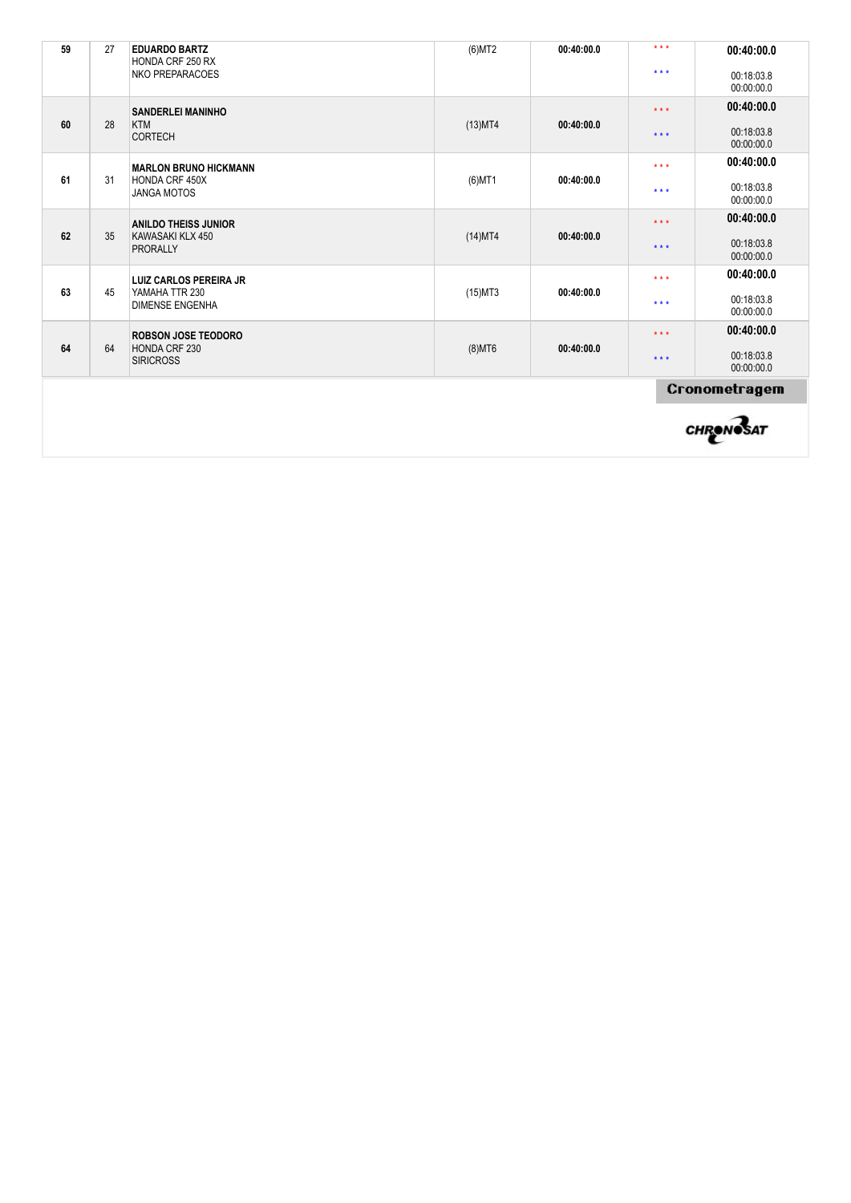| | | | | | | |
|---|---|---|---|---|---|---|
| 59 | 27 | **EDUARDO BARTZ**<br>HONDA CRF 250 RX<br>NKO PREPARACOES | (6)MT2 | **00:40:00.0** | * * *<br>* * * | **00:40:00.0**<br>00:18:03.8<br>00:00:00.0 |
| 60 | 28 | **SANDERLEI MANINHO**<br>KTM<br>CORTECH | (13)MT4 | **00:40:00.0** | * * *<br>* * * | **00:40:00.0**<br>00:18:03.8<br>00:00:00.0 |
| 61 | 31 | **MARLON BRUNO HICKMANN**<br>HONDA CRF 450X<br>JANGA MOTOS | (6)MT1 | **00:40:00.0** | * * *<br>* * * | **00:40:00.0**<br>00:18:03.8<br>00:00:00.0 |
| 62 | 35 | **ANILDO THEISS JUNIOR**<br>KAWASAKI KLX 450<br>PRORALLY | (14)MT4 | **00:40:00.0** | * * *<br>* * * | **00:40:00.0**<br>00:18:03.8<br>00:00:00.0 |
| 63 | 45 | **LUIZ CARLOS PEREIRA JR**<br>YAMAHA TTR 230<br>DIMENSE ENGENHA | (15)MT3 | **00:40:00.0** | * * *<br>* * * | **00:40:00.0**<br>00:18:03.8<br>00:00:00.0 |
| 64 | 64 | **ROBSON JOSE TEODORO**<br>HONDA CRF 230<br>SIRICROSS | (8)MT6 | **00:40:00.0** | * * *<br>* * * | **00:40:00.0**<br>00:18:03.8<br>00:00:00.0 |

**Cronometragem**

CHRONOSAT